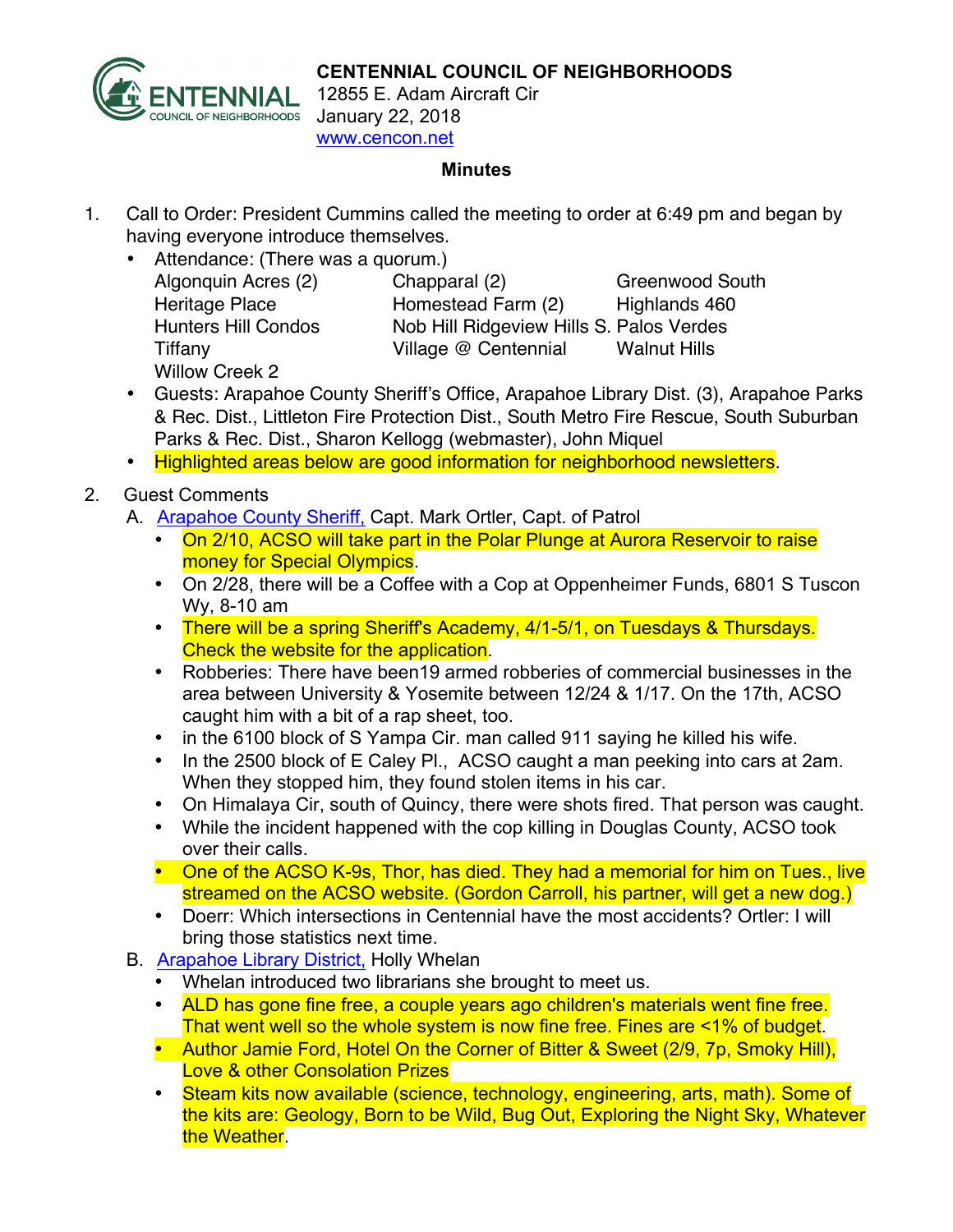**CENTENNIAL COUNCIL OF NEIGHBORHOODS**
12855 E. Adam Aircraft Cir
January 22, 2018
www.cencon.net

**Minutes**

1. Call to Order: President Cummins called the meeting to order at 6:49 pm and began by having everyone introduce themselves.
   - Attendance: (There was a quorum.)

     | | | |
     |---|---|---|
     | Algonquin Acres (2) | Chapparal (2) | Greenwood South |
     | Heritage Place | Homestead Farm (2) | Highlands 460 |
     | Hunters Hill Condos | Nob Hill Ridgeview Hills S. | Palos Verdes |
     | Tiffany | Village @ Centennial | Walnut Hills |
     | Willow Creek 2 | | |

   - Guests: Arapahoe County Sheriff's Office, Arapahoe Library Dist. (3), Arapahoe Parks & Rec. Dist., Littleton Fire Protection Dist., South Metro Fire Rescue, South Suburban Parks & Rec. Dist., Sharon Kellogg (webmaster), John Miquel
   - Highlighted areas below are good information for neighborhood newsletters.

2. Guest Comments
   A. Arapahoe County Sheriff, Capt. Mark Ortler, Capt. of Patrol
      - On 2/10, ACSO will take part in the Polar Plunge at Aurora Reservoir to raise money for Special Olympics.
      - On 2/28, there will be a Coffee with a Cop at Oppenheimer Funds, 6801 S Tuscon Wy, 8-10 am
      - There will be a spring Sheriff's Academy, 4/1-5/1, on Tuesdays & Thursdays. Check the website for the application.
      - Robberies: There have been19 armed robberies of commercial businesses in the area between University & Yosemite between 12/24 & 1/17. On the 17th, ACSO caught him with a bit of a rap sheet, too.
      - in the 6100 block of S Yampa Cir. man called 911 saying he killed his wife.
      - In the 2500 block of E Caley Pl., ACSO caught a man peeking into cars at 2am. When they stopped him, they found stolen items in his car.
      - On Himalaya Cir, south of Quincy, there were shots fired. That person was caught.
      - While the incident happened with the cop killing in Douglas County, ACSO took over their calls.
      - One of the ACSO K-9s, Thor, has died. They had a memorial for him on Tues., live streamed on the ACSO website. (Gordon Carroll, his partner, will get a new dog.)
      - Doerr: Which intersections in Centennial have the most accidents? Ortler: I will bring those statistics next time.

   B. Arapahoe Library District, Holly Whelan
      - Whelan introduced two librarians she brought to meet us.
      - ALD has gone fine free, a couple years ago children's materials went fine free. That went well so the whole system is now fine free. Fines are <1% of budget.
      - Author Jamie Ford, Hotel On the Corner of Bitter & Sweet (2/9, 7p, Smoky Hill), Love & other Consolation Prizes
      - Steam kits now available (science, technology, engineering, arts, math). Some of the kits are: Geology, Born to be Wild, Bug Out, Exploring the Night Sky, Whatever the Weather.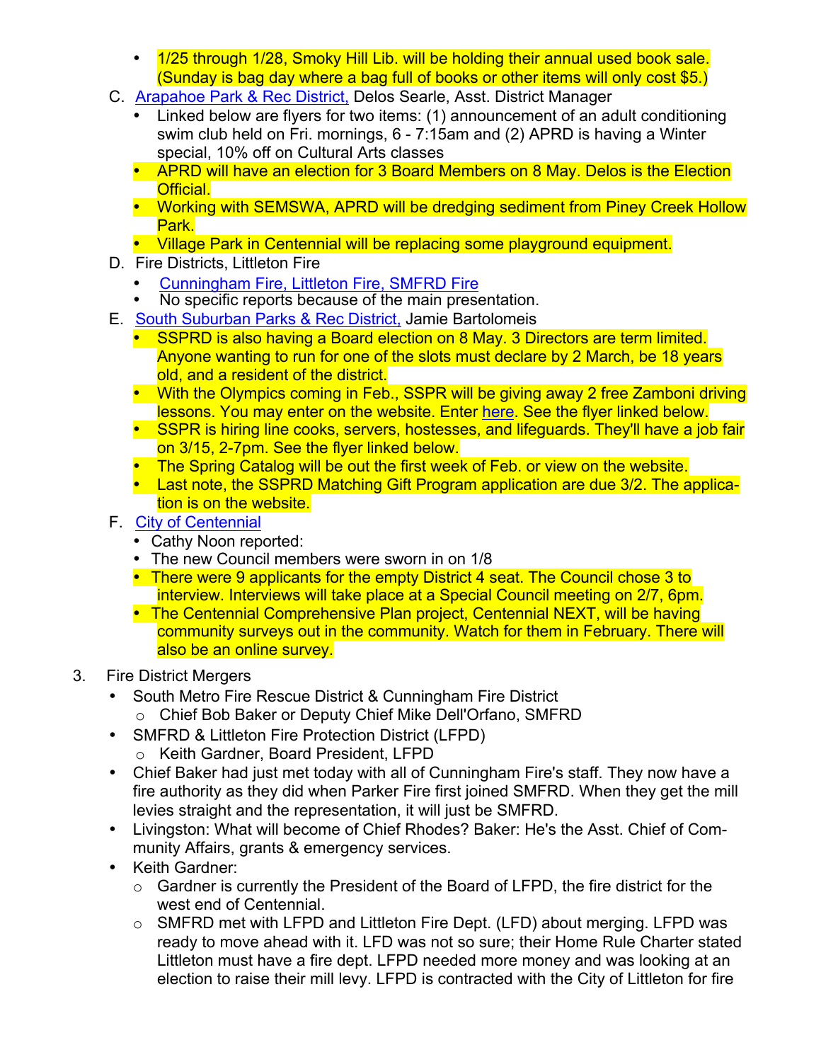- 1/25 through 1/28, Smoky Hill Lib. will be holding their annual used book sale. (Sunday is bag day where a bag full of books or other items will only cost $5.)

C. Arapahoe Park & Rec District, Delos Searle, Asst. District Manager
- Linked below are flyers for two items: (1) announcement of an adult conditioning swim club held on Fri. mornings, 6 - 7:15am and (2) APRD is having a Winter special, 10% off on Cultural Arts classes
- APRD will have an election for 3 Board Members on 8 May. Delos is the Election Official.
- Working with SEMSWA, APRD will be dredging sediment from Piney Creek Hollow Park.
- Village Park in Centennial will be replacing some playground equipment.

D. Fire Districts, Littleton Fire
- Cunningham Fire, Littleton Fire, SMFRD Fire
- No specific reports because of the main presentation.

E. South Suburban Parks & Rec District, Jamie Bartolomeis
- SSPRD is also having a Board election on 8 May. 3 Directors are term limited. Anyone wanting to run for one of the slots must declare by 2 March, be 18 years old, and a resident of the district.
- With the Olympics coming in Feb., SSPR will be giving away 2 free Zamboni driving lessons. You may enter on the website. Enter here. See the flyer linked below.
- SSPR is hiring line cooks, servers, hostesses, and lifeguards. They'll have a job fair on 3/15, 2-7pm. See the flyer linked below.
- The Spring Catalog will be out the first week of Feb. or view on the website.
- Last note, the SSPRD Matching Gift Program application are due 3/2. The application is on the website.

F. City of Centennial
- Cathy Noon reported:
- The new Council members were sworn in on 1/8
- There were 9 applicants for the empty District 4 seat. The Council chose 3 to interview. Interviews will take place at a Special Council meeting on 2/7, 6pm.
- The Centennial Comprehensive Plan project, Centennial NEXT, will be having community surveys out in the community. Watch for them in February. There will also be an online survey.

3. Fire District Mergers
- South Metro Fire Rescue District & Cunningham Fire District
  - Chief Bob Baker or Deputy Chief Mike Dell'Orfano, SMFRD
- SMFRD & Littleton Fire Protection District (LFPD)
  - Keith Gardner, Board President, LFPD
- Chief Baker had just met today with all of Cunningham Fire's staff. They now have a fire authority as they did when Parker Fire first joined SMFRD. When they get the mill levies straight and the representation, it will just be SMFRD.
- Livingston: What will become of Chief Rhodes? Baker: He's the Asst. Chief of Community Affairs, grants & emergency services.
- Keith Gardner:
  - Gardner is currently the President of the Board of LFPD, the fire district for the west end of Centennial.
  - SMFRD met with LFPD and Littleton Fire Dept. (LFD) about merging. LFPD was ready to move ahead with it. LFD was not so sure; their Home Rule Charter stated Littleton must have a fire dept. LFPD needed more money and was looking at an election to raise their mill levy. LFPD is contracted with the City of Littleton for fire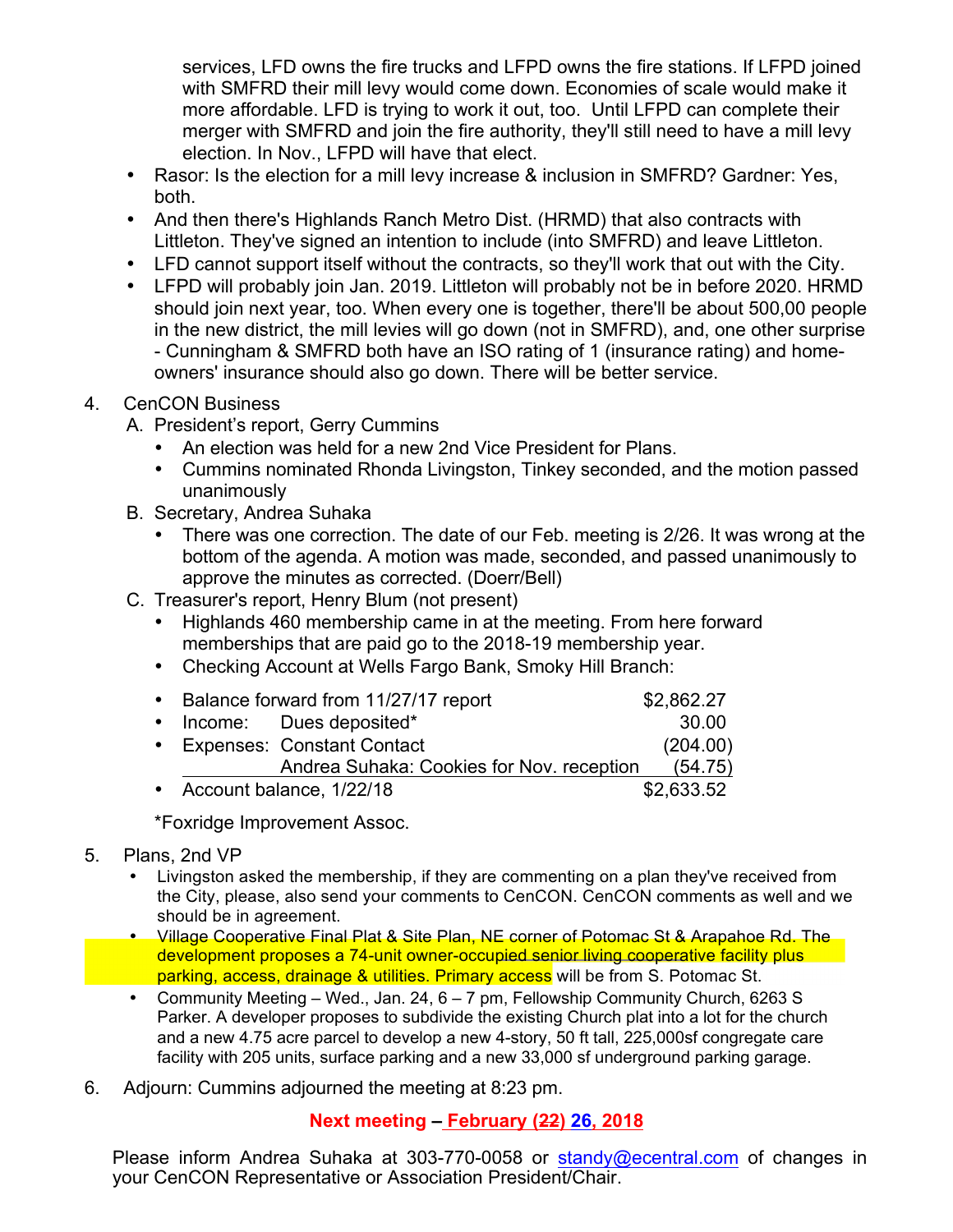services, LFD owns the fire trucks and LFPD owns the fire stations. If LFPD joined with SMFRD their mill levy would come down. Economies of scale would make it more affordable. LFD is trying to work it out, too. Until LFPD can complete their merger with SMFRD and join the fire authority, they'll still need to have a mill levy election. In Nov., LFPD will have that elect.

- Rasor: Is the election for a mill levy increase & inclusion in SMFRD? Gardner: Yes, both.
- And then there's Highlands Ranch Metro Dist. (HRMD) that also contracts with Littleton. They've signed an intention to include (into SMFRD) and leave Littleton.
- LFD cannot support itself without the contracts, so they'll work that out with the City.
- LFPD will probably join Jan. 2019. Littleton will probably not be in before 2020. HRMD should join next year, too. When every one is together, there'll be about 500,00 people in the new district, the mill levies will go down (not in SMFRD), and, one other surprise - Cunningham & SMFRD both have an ISO rating of 1 (insurance rating) and home-owners' insurance should also go down. There will be better service.

4. CenCON Business
   A. President's report, Gerry Cummins
      - An election was held for a new 2nd Vice President for Plans.
      - Cummins nominated Rhonda Livingston, Tinkey seconded, and the motion passed unanimously
   B. Secretary, Andrea Suhaka
      - There was one correction. The date of our Feb. meeting is 2/26. It was wrong at the bottom of the agenda. A motion was made, seconded, and passed unanimously to approve the minutes as corrected. (Doerr/Bell)
   C. Treasurer's report, Henry Blum (not present)
      - Highlands 460 membership came in at the meeting. From here forward memberships that are paid go to the 2018-19 membership year.
      - Checking Account at Wells Fargo Bank, Smoky Hill Branch:

| | | |
|---|---|---|
| • Balance forward from 11/27/17 report | | $2,862.27 |
| • Income: | Dues deposited* | 30.00 |
| • Expenses: | Constant Contact | (204.00) |
| | Andrea Suhaka: Cookies for Nov. reception | (54.75) |
| • Account balance, 1/22/18 | | $2,633.52 |

*Foxridge Improvement Assoc.

5. Plans, 2nd VP
   - Livingston asked the membership, if they are commenting on a plan they've received from the City, please, also send your comments to CenCON. CenCON comments as well and we should be in agreement.
   - ~~Village Cooperative Final Plat & Site Plan, NE corner of Potomac St & Arapahoe Rd. The development proposes a 74-unit owner-occupied senior living cooperative facility plus parking, access, drainage & utilities. Primary access~~ will be from S. Potomac St.
   - Community Meeting – Wed., Jan. 24, 6 – 7 pm, Fellowship Community Church, 6263 S Parker. A developer proposes to subdivide the existing Church plat into a lot for the church and a new 4.75 acre parcel to develop a new 4-story, 50 ft tall, 225,000sf congregate care facility with 205 units, surface parking and a new 33,000 sf underground parking garage.

6. Adjourn: Cummins adjourned the meeting at 8:23 pm.

**Next meeting – February (~~22~~) 26, 2018**

Please inform Andrea Suhaka at 303-770-0058 or standy@ecentral.com of changes in your CenCON Representative or Association President/Chair.